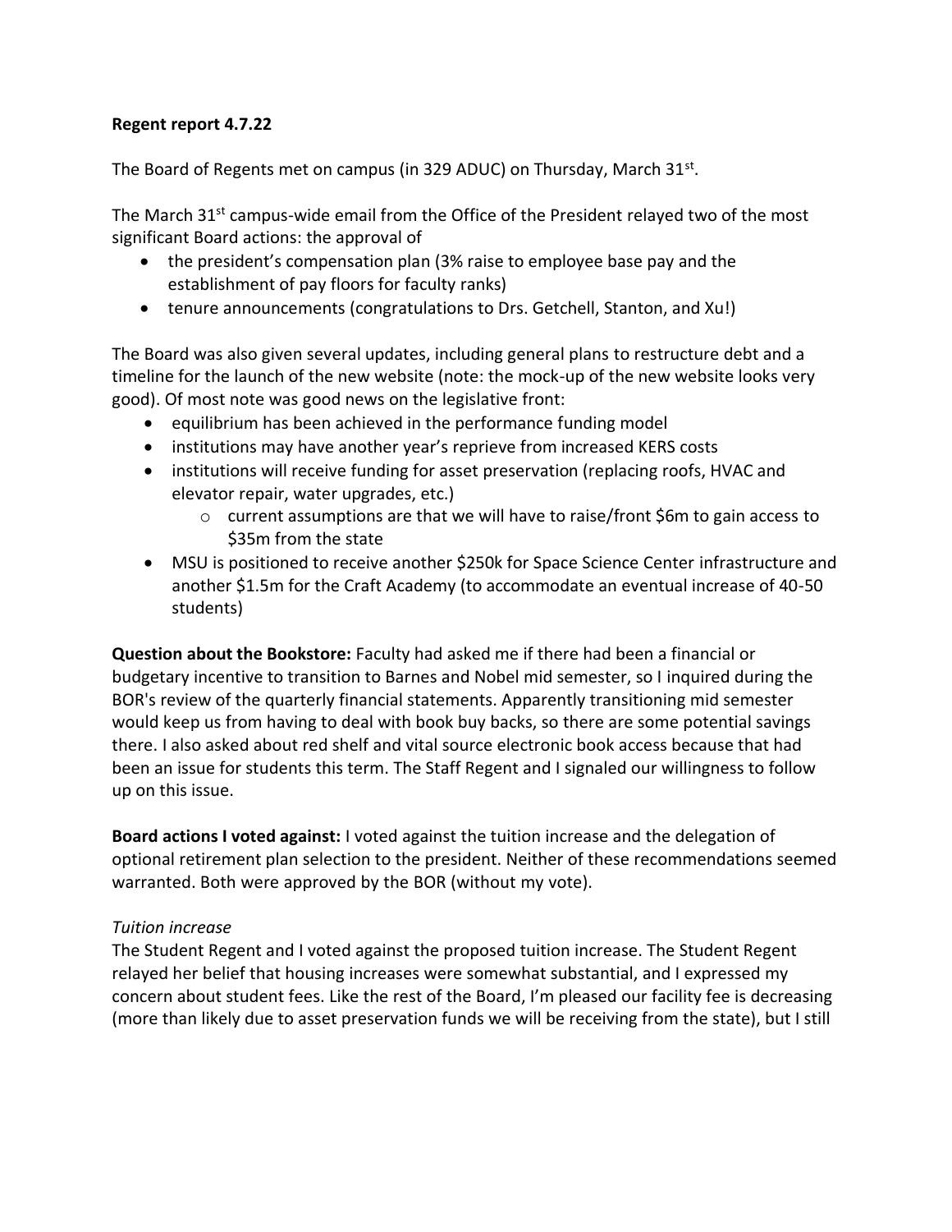**Regent report 4.7.22**

The Board of Regents met on campus (in 329 ADUC) on Thursday, March 31st.

The March 31st campus-wide email from the Office of the President relayed two of the most significant Board actions: the approval of

- the president's compensation plan (3% raise to employee base pay and the establishment of pay floors for faculty ranks)
- tenure announcements (congratulations to Drs. Getchell, Stanton, and Xu!)

The Board was also given several updates, including general plans to restructure debt and a timeline for the launch of the new website (note: the mock-up of the new website looks very good). Of most note was good news on the legislative front:

- equilibrium has been achieved in the performance funding model
- institutions may have another year's reprieve from increased KERS costs
- institutions will receive funding for asset preservation (replacing roofs, HVAC and elevator repair, water upgrades, etc.)
  - current assumptions are that we will have to raise/front $6m to gain access to $35m from the state
- MSU is positioned to receive another $250k for Space Science Center infrastructure and another $1.5m for the Craft Academy (to accommodate an eventual increase of 40-50 students)

**Question about the Bookstore:** Faculty had asked me if there had been a financial or budgetary incentive to transition to Barnes and Nobel mid semester, so I inquired during the BOR's review of the quarterly financial statements. Apparently transitioning mid semester would keep us from having to deal with book buy backs, so there are some potential savings there. I also asked about red shelf and vital source electronic book access because that had been an issue for students this term. The Staff Regent and I signaled our willingness to follow up on this issue.

**Board actions I voted against:** I voted against the tuition increase and the delegation of optional retirement plan selection to the president. Neither of these recommendations seemed warranted. Both were approved by the BOR (without my vote).

*Tuition increase*

The Student Regent and I voted against the proposed tuition increase. The Student Regent relayed her belief that housing increases were somewhat substantial, and I expressed my concern about student fees. Like the rest of the Board, I'm pleased our facility fee is decreasing (more than likely due to asset preservation funds we will be receiving from the state), but I still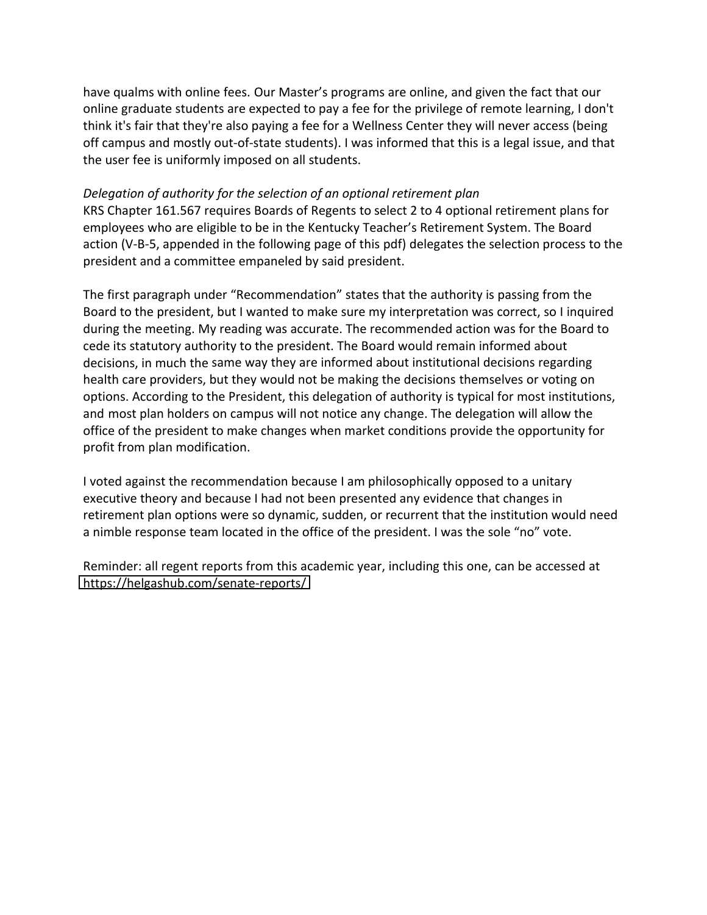have qualms with online fees. Our Master's programs are online, and given the fact that our online graduate students are expected to pay a fee for the privilege of remote learning, I don't think it's fair that they're also paying a fee for a Wellness Center they will never access (being off campus and mostly out-of-state students). I was informed that this is a legal issue, and that the user fee is uniformly imposed on all students.

*Delegation of authority for the selection of an optional retirement plan*

KRS Chapter 161.567 requires Boards of Regents to select 2 to 4 optional retirement plans for employees who are eligible to be in the Kentucky Teacher's Retirement System. The Board action (V-B-5, appended in the following page of this pdf) delegates the selection process to the president and a committee empaneled by said president.

The first paragraph under "Recommendation" states that the authority is passing from the Board to the president, but I wanted to make sure my interpretation was correct, so I inquired during the meeting. My reading was accurate. The recommended action was for the Board to cede its statutory authority to the president. The Board would remain informed about decisions, in much the same way they are informed about institutional decisions regarding health care providers, but they would not be making the decisions themselves or voting on options. According to the President, this delegation of authority is typical for most institutions, and most plan holders on campus will not notice any change. The delegation will allow the office of the president to make changes when market conditions provide the opportunity for profit from plan modification.

I voted against the recommendation because I am philosophically opposed to a unitary executive theory and because I had not been presented any evidence that changes in retirement plan options were so dynamic, sudden, or recurrent that the institution would need a nimble response team located in the office of the president. I was the sole "no" vote.

Reminder: all regent reports from this academic year, including this one, can be accessed at https://helgashub.com/senate-reports/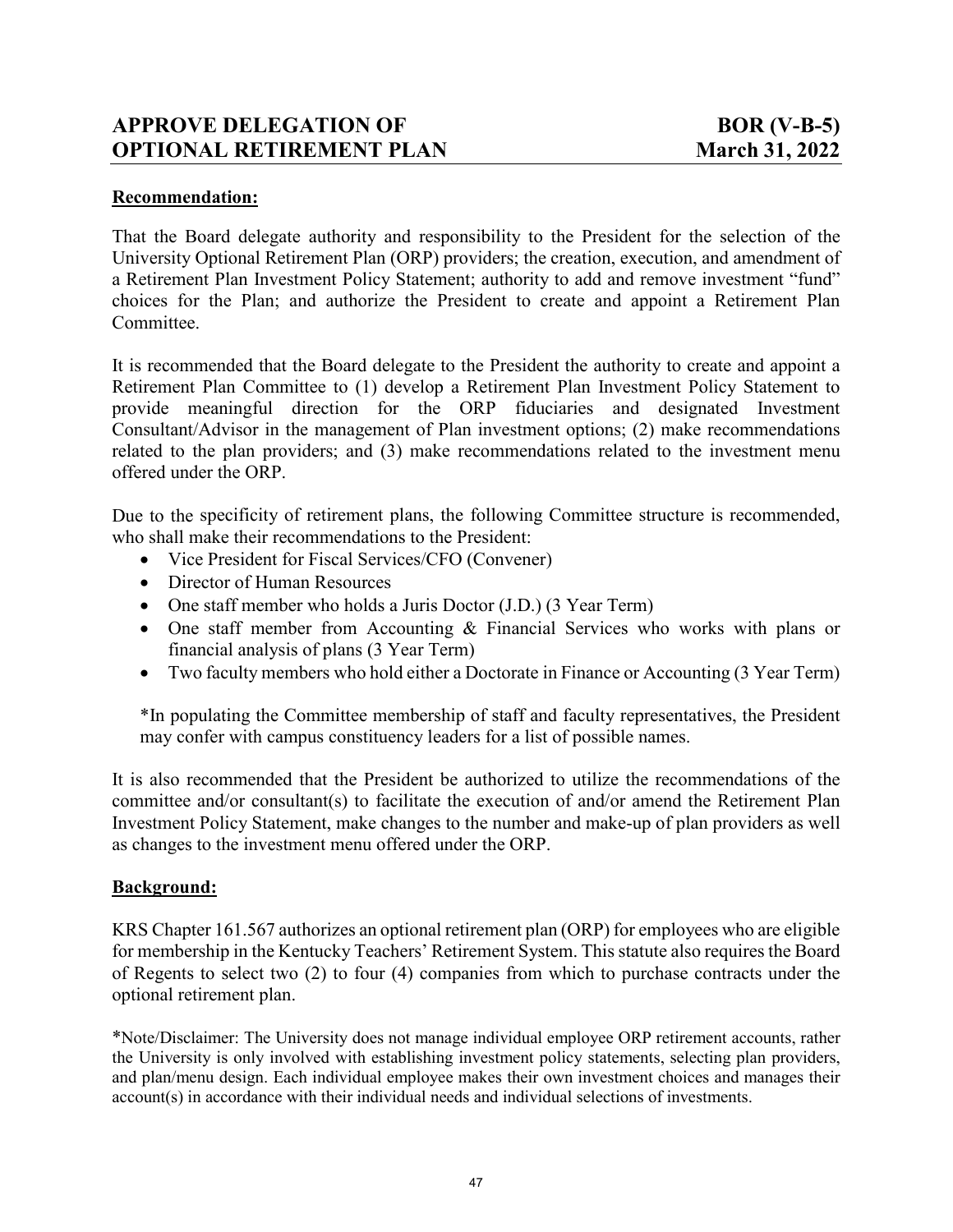# APPROVE DELEGATION OF OPTIONAL RETIREMENT PLAN

**BOR (V-B-5)**
**March 31, 2022**

**Recommendation:**

That the Board delegate authority and responsibility to the President for the selection of the University Optional Retirement Plan (ORP) providers; the creation, execution, and amendment of a Retirement Plan Investment Policy Statement; authority to add and remove investment "fund" choices for the Plan; and authorize the President to create and appoint a Retirement Plan Committee.

It is recommended that the Board delegate to the President the authority to create and appoint a Retirement Plan Committee to (1) develop a Retirement Plan Investment Policy Statement to provide meaningful direction for the ORP fiduciaries and designated Investment Consultant/Advisor in the management of Plan investment options; (2) make recommendations related to the plan providers; and (3) make recommendations related to the investment menu offered under the ORP.

Due to the specificity of retirement plans, the following Committee structure is recommended, who shall make their recommendations to the President:

- Vice President for Fiscal Services/CFO (Convener)
- Director of Human Resources
- One staff member who holds a Juris Doctor (J.D.) (3 Year Term)
- One staff member from Accounting & Financial Services who works with plans or financial analysis of plans (3 Year Term)
- Two faculty members who hold either a Doctorate in Finance or Accounting (3 Year Term)

*In populating the Committee membership of staff and faculty representatives, the President may confer with campus constituency leaders for a list of possible names.

It is also recommended that the President be authorized to utilize the recommendations of the committee and/or consultant(s) to facilitate the execution of and/or amend the Retirement Plan Investment Policy Statement, make changes to the number and make-up of plan providers as well as changes to the investment menu offered under the ORP.

**Background:**

KRS Chapter 161.567 authorizes an optional retirement plan (ORP) for employees who are eligible for membership in the Kentucky Teachers' Retirement System. This statute also requires the Board of Regents to select two (2) to four (4) companies from which to purchase contracts under the optional retirement plan.

*Note/Disclaimer: The University does not manage individual employee ORP retirement accounts, rather the University is only involved with establishing investment policy statements, selecting plan providers, and plan/menu design. Each individual employee makes their own investment choices and manages their account(s) in accordance with their individual needs and individual selections of investments.